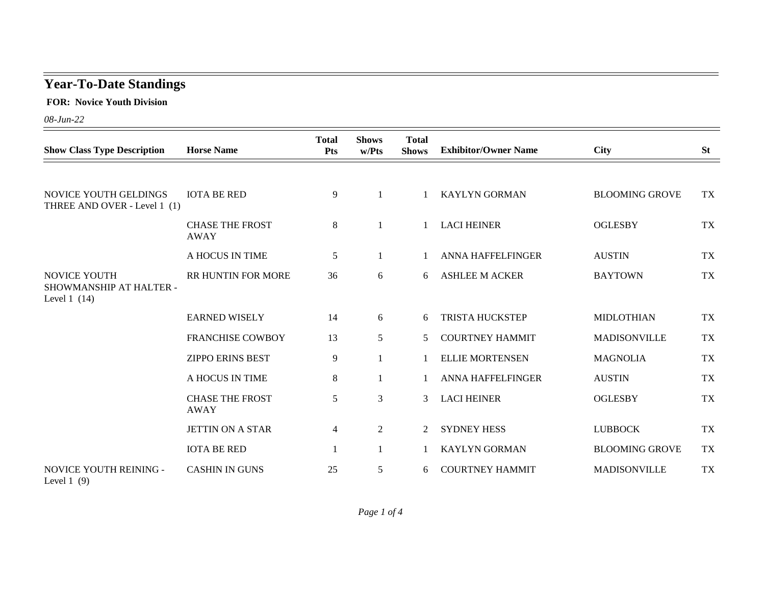# Year-To-Date Standings

**FOR: Novice Youth Division**

*08-Jun-22*

| Show Class Type Description | Horse Name | Total Pts | Shows w/Pts | Total Shows | Exhibitor/Owner Name | City | St |
|---|---|---|---|---|---|---|---|
| NOVICE YOUTH GELDINGS THREE AND OVER - Level 1 (1) | IOTA BE RED | 9 | 1 | 1 | KAYLYN GORMAN | BLOOMING GROVE | TX |
| | CHASE THE FROST AWAY | 8 | 1 | 1 | LACI HEINER | OGLESBY | TX |
| | A HOCUS IN TIME | 5 | 1 | 1 | ANNA HAFFELFINGER | AUSTIN | TX |
| NOVICE YOUTH SHOWMANSHIP AT HALTER - Level 1 (14) | RR HUNTIN FOR MORE | 36 | 6 | 6 | ASHLEE M ACKER | BAYTOWN | TX |
| | EARNED WISELY | 14 | 6 | 6 | TRISTA HUCKSTEP | MIDLOTHIAN | TX |
| | FRANCHISE COWBOY | 13 | 5 | 5 | COURTNEY HAMMIT | MADISONVILLE | TX |
| | ZIPPO ERINS BEST | 9 | 1 | 1 | ELLIE MORTENSEN | MAGNOLIA | TX |
| | A HOCUS IN TIME | 8 | 1 | 1 | ANNA HAFFELFINGER | AUSTIN | TX |
| | CHASE THE FROST AWAY | 5 | 3 | 3 | LACI HEINER | OGLESBY | TX |
| | JETTIN ON A STAR | 4 | 2 | 2 | SYDNEY HESS | LUBBOCK | TX |
| | IOTA BE RED | 1 | 1 | 1 | KAYLYN GORMAN | BLOOMING GROVE | TX |
| NOVICE YOUTH REINING - Level 1 (9) | CASHIN IN GUNS | 25 | 5 | 6 | COURTNEY HAMMIT | MADISONVILLE | TX |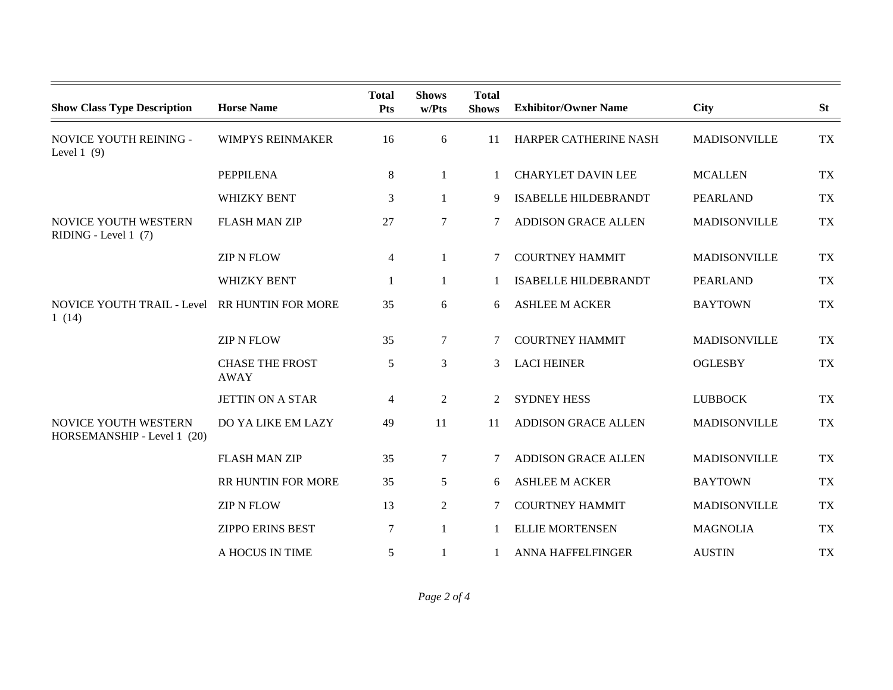| Show Class Type Description | Horse Name | Total Pts | Shows w/Pts | Total Shows | Exhibitor/Owner Name | City | St |
|---|---|---|---|---|---|---|---|
| NOVICE YOUTH REINING - Level 1 (9) | WIMPYS REINMAKER | 16 | 6 | 11 | HARPER CATHERINE NASH | MADISONVILLE | TX |
| | PEPPILENA | 8 | 1 | 1 | CHARYLET DAVIN LEE | MCALLEN | TX |
| | WHIZKY BENT | 3 | 1 | 9 | ISABELLE HILDEBRANDT | PEARLAND | TX |
| NOVICE YOUTH WESTERN RIDING - Level 1 (7) | FLASH MAN ZIP | 27 | 7 | 7 | ADDISON GRACE ALLEN | MADISONVILLE | TX |
| | ZIP N FLOW | 4 | 1 | 7 | COURTNEY HAMMIT | MADISONVILLE | TX |
| | WHIZKY BENT | 1 | 1 | 1 | ISABELLE HILDEBRANDT | PEARLAND | TX |
| NOVICE YOUTH TRAIL - Level 1 (14) | RR HUNTIN FOR MORE | 35 | 6 | 6 | ASHLEE M ACKER | BAYTOWN | TX |
| | ZIP N FLOW | 35 | 7 | 7 | COURTNEY HAMMIT | MADISONVILLE | TX |
| | CHASE THE FROST AWAY | 5 | 3 | 3 | LACI HEINER | OGLESBY | TX |
| | JETTIN ON A STAR | 4 | 2 | 2 | SYDNEY HESS | LUBBOCK | TX |
| NOVICE YOUTH WESTERN HORSEMANSHIP - Level 1 (20) | DO YA LIKE EM LAZY | 49 | 11 | 11 | ADDISON GRACE ALLEN | MADISONVILLE | TX |
| | FLASH MAN ZIP | 35 | 7 | 7 | ADDISON GRACE ALLEN | MADISONVILLE | TX |
| | RR HUNTIN FOR MORE | 35 | 5 | 6 | ASHLEE M ACKER | BAYTOWN | TX |
| | ZIP N FLOW | 13 | 2 | 7 | COURTNEY HAMMIT | MADISONVILLE | TX |
| | ZIPPO ERINS BEST | 7 | 1 | 1 | ELLIE MORTENSEN | MAGNOLIA | TX |
| | A HOCUS IN TIME | 5 | 1 | 1 | ANNA HAFFELFINGER | AUSTIN | TX |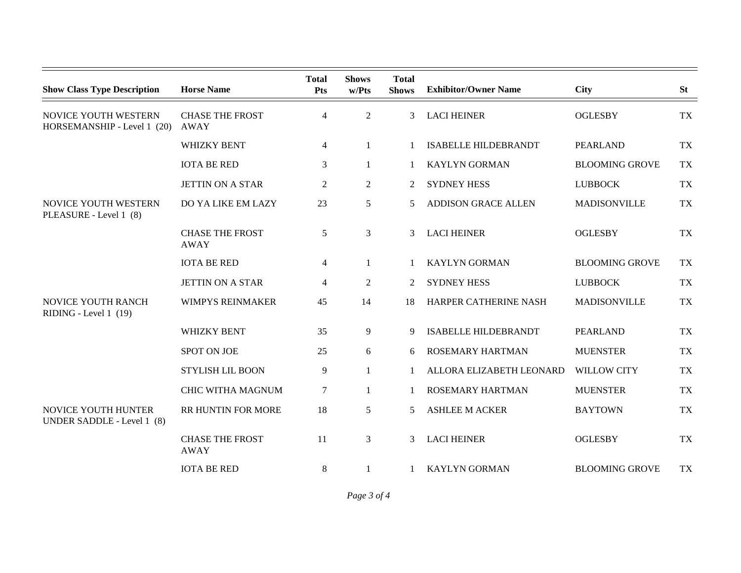| Show Class Type Description | Horse Name | Total Pts | Shows w/Pts | Total Shows | Exhibitor/Owner Name | City | St |
|---|---|---|---|---|---|---|---|
| NOVICE YOUTH WESTERN HORSEMANSHIP - Level 1 (20) | CHASE THE FROST AWAY | 4 | 2 | 3 | LACI HEINER | OGLESBY | TX |
| | WHIZKY BENT | 4 | 1 | 1 | ISABELLE HILDEBRANDT | PEARLAND | TX |
| | IOTA BE RED | 3 | 1 | 1 | KAYLYN GORMAN | BLOOMING GROVE | TX |
| | JETTIN ON A STAR | 2 | 2 | 2 | SYDNEY HESS | LUBBOCK | TX |
| NOVICE YOUTH WESTERN PLEASURE - Level 1 (8) | DO YA LIKE EM LAZY | 23 | 5 | 5 | ADDISON GRACE ALLEN | MADISONVILLE | TX |
| | CHASE THE FROST AWAY | 5 | 3 | 3 | LACI HEINER | OGLESBY | TX |
| | IOTA BE RED | 4 | 1 | 1 | KAYLYN GORMAN | BLOOMING GROVE | TX |
| | JETTIN ON A STAR | 4 | 2 | 2 | SYDNEY HESS | LUBBOCK | TX |
| NOVICE YOUTH RANCH RIDING - Level 1 (19) | WIMPYS REINMAKER | 45 | 14 | 18 | HARPER CATHERINE NASH | MADISONVILLE | TX |
| | WHIZKY BENT | 35 | 9 | 9 | ISABELLE HILDEBRANDT | PEARLAND | TX |
| | SPOT ON JOE | 25 | 6 | 6 | ROSEMARY HARTMAN | MUENSTER | TX |
| | STYLISH LIL BOON | 9 | 1 | 1 | ALLORA ELIZABETH LEONARD | WILLOW CITY | TX |
| | CHIC WITHA MAGNUM | 7 | 1 | 1 | ROSEMARY HARTMAN | MUENSTER | TX |
| NOVICE YOUTH HUNTER UNDER SADDLE - Level 1 (8) | RR HUNTIN FOR MORE | 18 | 5 | 5 | ASHLEE M ACKER | BAYTOWN | TX |
| | CHASE THE FROST AWAY | 11 | 3 | 3 | LACI HEINER | OGLESBY | TX |
| | IOTA BE RED | 8 | 1 | 1 | KAYLYN GORMAN | BLOOMING GROVE | TX |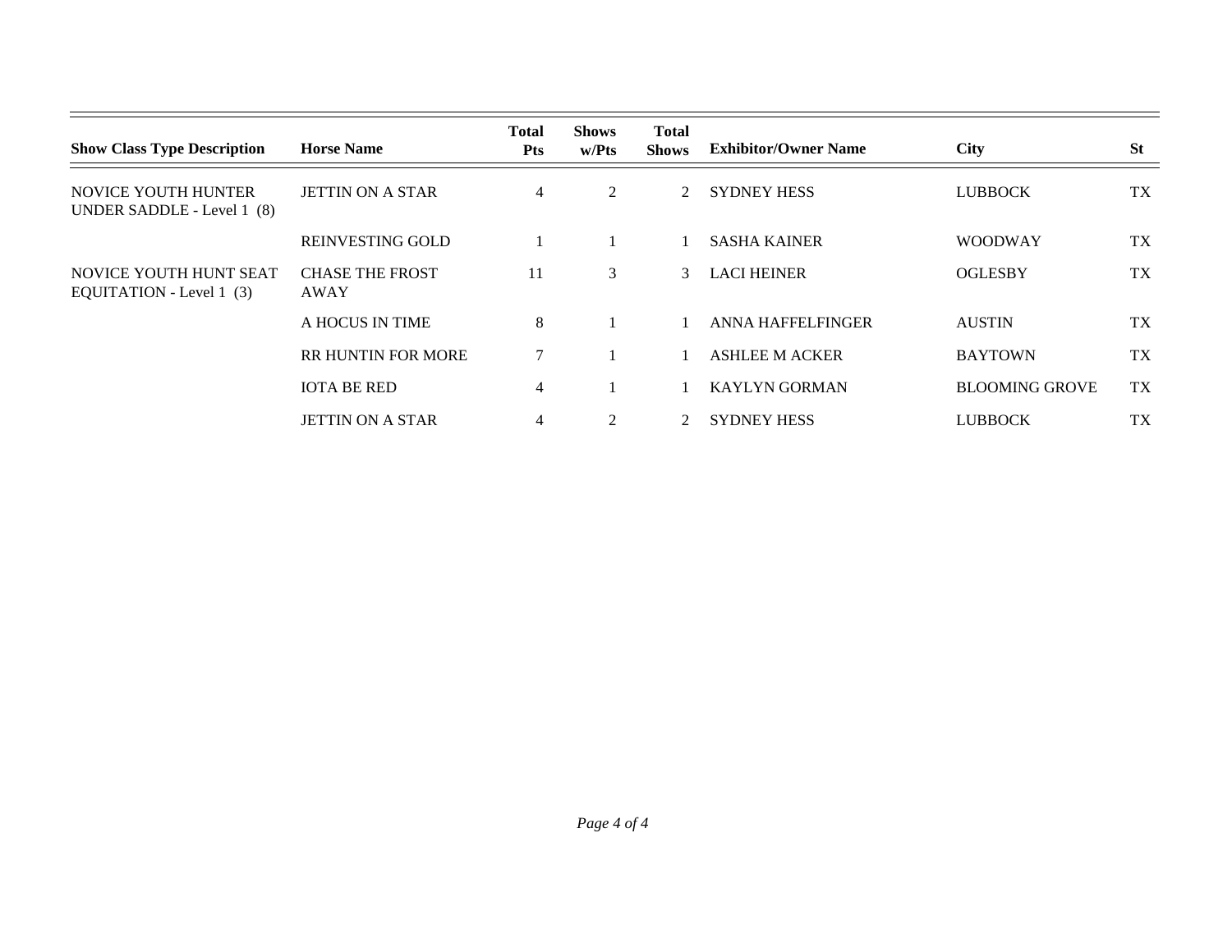| Show Class Type Description | Horse Name | Total Pts | Shows w/Pts | Total Shows | Exhibitor/Owner Name | City | St |
|---|---|---|---|---|---|---|---|
| NOVICE YOUTH HUNTER UNDER SADDLE - Level 1 (8) | JETTIN ON A STAR | 4 | 2 | 2 | SYDNEY HESS | LUBBOCK | TX |
| | REINVESTING GOLD | 1 | 1 | 1 | SASHA KAINER | WOODWAY | TX |
| NOVICE YOUTH HUNT SEAT EQUITATION - Level 1 (3) | CHASE THE FROST AWAY | 11 | 3 | 3 | LACI HEINER | OGLESBY | TX |
| | A HOCUS IN TIME | 8 | 1 | 1 | ANNA HAFFELFINGER | AUSTIN | TX |
| | RR HUNTIN FOR MORE | 7 | 1 | 1 | ASHLEE M ACKER | BAYTOWN | TX |
| | IOTA BE RED | 4 | 1 | 1 | KAYLYN GORMAN | BLOOMING GROVE | TX |
| | JETTIN ON A STAR | 4 | 2 | 2 | SYDNEY HESS | LUBBOCK | TX |